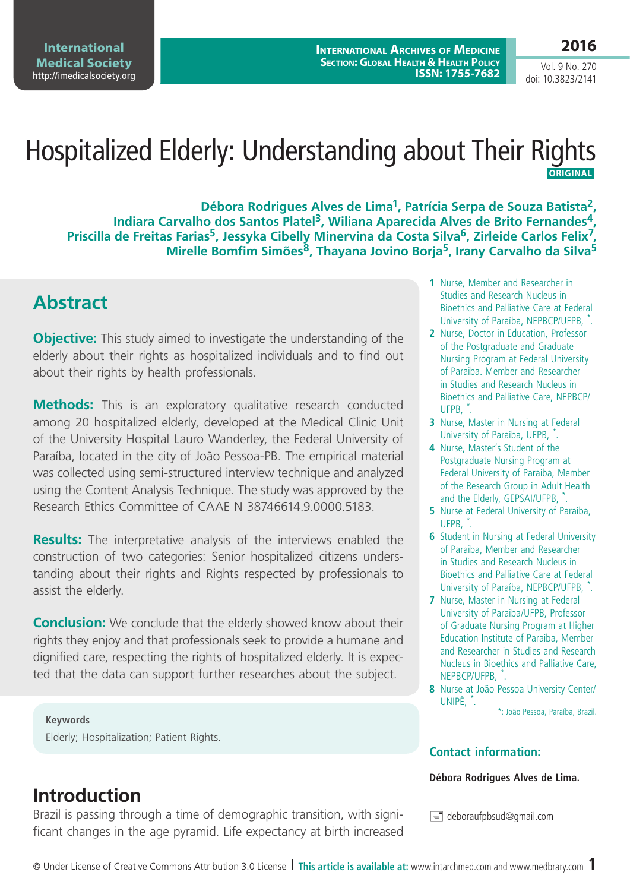# Hospitalized Elderly: Understanding about Their Rights

**ORIGINAL**

**Débora Rodrigues Alves de Lima[1], Patrícia Serpa de Souza Batista[2], Indiara Carvalho dos Santos Platel[3], Wiliana Aparecida Alves de Brito Fernandes[4], Priscilla de Freitas Farias[5], Jessyka Cibelly Minervina da Costa Silva[6], Zirleide Carlos Felix[7], Mirelle Bomfim Simões[8], Thayana Jovino Borja[5], Irany Carvalho da Silva[5]**

1 Nurse, Member and Researcher in Studies and Research Nucleus in Bioethics and Palliative Care at Federal University of Paraíba, NEPBCP/UFPB, *.
2 Nurse, Doctor in Education, Professor of the Postgraduate and Graduate Nursing Program at Federal University of Paraiba. Member and Researcher in Studies and Research Nucleus in Bioethics and Palliative Care, NEPBCP/UFPB, *.
3 Nurse, Master in Nursing at Federal University of Paraiba, UFPB, *.
4 Nurse, Master's Student of the Postgraduate Nursing Program at Federal University of Paraiba, Member of the Research Group in Adult Health and the Elderly, GEPSAI/UFPB, *.
5 Nurse at Federal University of Paraiba, UFPB, *.
6 Student in Nursing at Federal University of Paraiba, Member and Researcher in Studies and Research Nucleus in Bioethics and Palliative Care at Federal University of Paraíba, NEPBCP/UFPB, *.
7 Nurse, Master in Nursing at Federal University of Paraiba/UFPB, Professor of Graduate Nursing Program at Higher Education Institute of Paraiba, Member and Researcher in Studies and Research Nucleus in Bioethics and Palliative Care, NEPBCP/UFPB, *.
8 Nurse at João Pessoa University Center/UNIPÊ, *.

*: João Pessoa, Paraíba, Brazil.

## Contact information:

**Débora Rodrigues Alves de Lima.**

deboraufpbsud@gmail.com

## Abstract

**Objective:** This study aimed to investigate the understanding of the elderly about their rights as hospitalized individuals and to find out about their rights by health professionals.

**Methods:** This is an exploratory qualitative research conducted among 20 hospitalized elderly, developed at the Medical Clinic Unit of the University Hospital Lauro Wanderley, the Federal University of Paraíba, located in the city of João Pessoa-PB. The empirical material was collected using semi-structured interview technique and analyzed using the Content Analysis Technique. The study was approved by the Research Ethics Committee of CAAE N 38746614.9.0000.5183.

**Results:** The interpretative analysis of the interviews enabled the construction of two categories: Senior hospitalized citizens understanding about their rights and Rights respected by professionals to assist the elderly.

**Conclusion:** We conclude that the elderly showed know about their rights they enjoy and that professionals seek to provide a humane and dignified care, respecting the rights of hospitalized elderly. It is expected that the data can support further researches about the subject.

**Keywords**

Elderly; Hospitalization; Patient Rights.

## Introduction

Brazil is passing through a time of demographic transition, with significant changes in the age pyramid. Life expectancy at birth increased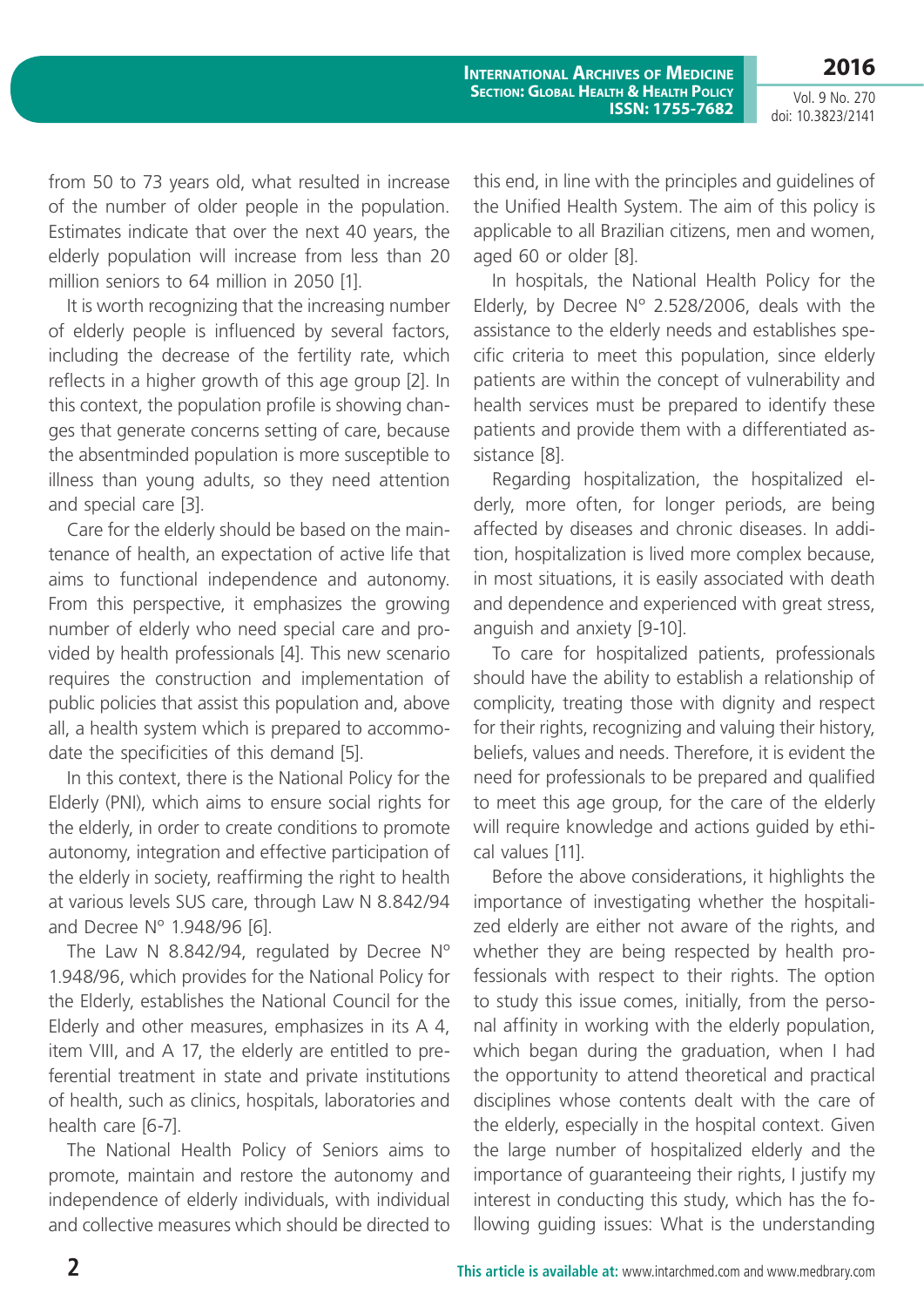from 50 to 73 years old, what resulted in increase of the number of older people in the population. Estimates indicate that over the next 40 years, the elderly population will increase from less than 20 million seniors to 64 million in 2050 [1].

It is worth recognizing that the increasing number of elderly people is influenced by several factors, including the decrease of the fertility rate, which reflects in a higher growth of this age group [2]. In this context, the population profile is showing changes that generate concerns setting of care, because the absentminded population is more susceptible to illness than young adults, so they need attention and special care [3].

Care for the elderly should be based on the maintenance of health, an expectation of active life that aims to functional independence and autonomy. From this perspective, it emphasizes the growing number of elderly who need special care and provided by health professionals [4]. This new scenario requires the construction and implementation of public policies that assist this population and, above all, a health system which is prepared to accommodate the specificities of this demand [5].

In this context, there is the National Policy for the Elderly (PNI), which aims to ensure social rights for the elderly, in order to create conditions to promote autonomy, integration and effective participation of the elderly in society, reaffirming the right to health at various levels SUS care, through Law N 8.842/94 and Decree Nº 1.948/96 [6].

The Law N 8.842/94, regulated by Decree Nº 1.948/96, which provides for the National Policy for the Elderly, establishes the National Council for the Elderly and other measures, emphasizes in its A 4, item VIII, and A 17, the elderly are entitled to preferential treatment in state and private institutions of health, such as clinics, hospitals, laboratories and health care [6-7].

The National Health Policy of Seniors aims to promote, maintain and restore the autonomy and independence of elderly individuals, with individual and collective measures which should be directed to this end, in line with the principles and guidelines of the Unified Health System. The aim of this policy is applicable to all Brazilian citizens, men and women, aged 60 or older [8].

In hospitals, the National Health Policy for the Elderly, by Decree Nº 2.528/2006, deals with the assistance to the elderly needs and establishes specific criteria to meet this population, since elderly patients are within the concept of vulnerability and health services must be prepared to identify these patients and provide them with a differentiated assistance [8].

Regarding hospitalization, the hospitalized elderly, more often, for longer periods, are being affected by diseases and chronic diseases. In addition, hospitalization is lived more complex because, in most situations, it is easily associated with death and dependence and experienced with great stress, anguish and anxiety [9-10].

To care for hospitalized patients, professionals should have the ability to establish a relationship of complicity, treating those with dignity and respect for their rights, recognizing and valuing their history, beliefs, values and needs. Therefore, it is evident the need for professionals to be prepared and qualified to meet this age group, for the care of the elderly will require knowledge and actions guided by ethical values [11].

Before the above considerations, it highlights the importance of investigating whether the hospitalized elderly are either not aware of the rights, and whether they are being respected by health professionals with respect to their rights. The option to study this issue comes, initially, from the personal affinity in working with the elderly population, which began during the graduation, when I had the opportunity to attend theoretical and practical disciplines whose contents dealt with the care of the elderly, especially in the hospital context. Given the large number of hospitalized elderly and the importance of guaranteeing their rights, I justify my interest in conducting this study, which has the following guiding issues: What is the understanding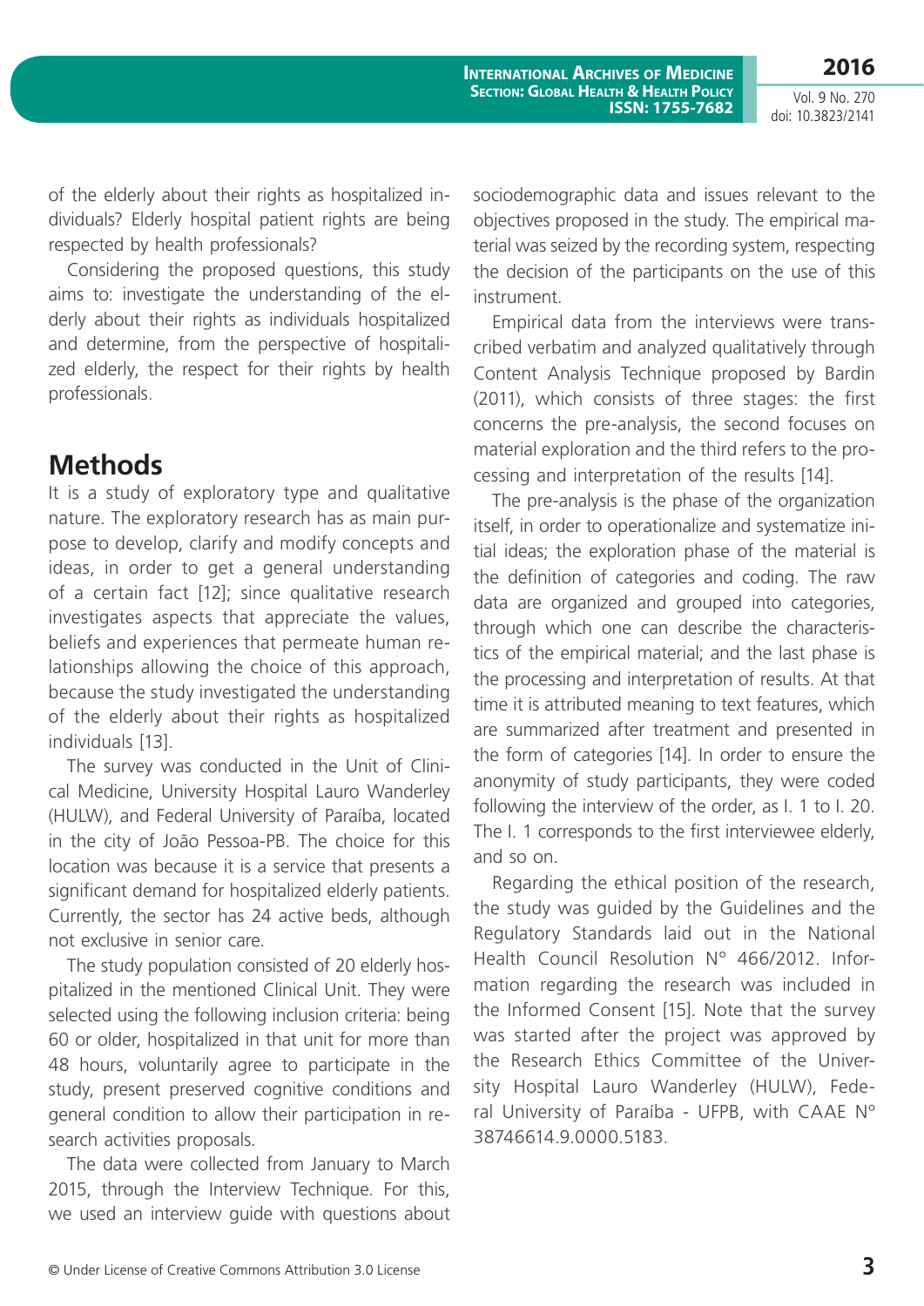of the elderly about their rights as hospitalized individuals? Elderly hospital patient rights are being respected by health professionals?

Considering the proposed questions, this study aims to: investigate the understanding of the elderly about their rights as individuals hospitalized and determine, from the perspective of hospitalized elderly, the respect for their rights by health professionals.

## Methods

It is a study of exploratory type and qualitative nature. The exploratory research has as main purpose to develop, clarify and modify concepts and ideas, in order to get a general understanding of a certain fact [12]; since qualitative research investigates aspects that appreciate the values, beliefs and experiences that permeate human relationships allowing the choice of this approach, because the study investigated the understanding of the elderly about their rights as hospitalized individuals [13].

The survey was conducted in the Unit of Clinical Medicine, University Hospital Lauro Wanderley (HULW), and Federal University of Paraíba, located in the city of João Pessoa-PB. The choice for this location was because it is a service that presents a significant demand for hospitalized elderly patients. Currently, the sector has 24 active beds, although not exclusive in senior care.

The study population consisted of 20 elderly hospitalized in the mentioned Clinical Unit. They were selected using the following inclusion criteria: being 60 or older, hospitalized in that unit for more than 48 hours, voluntarily agree to participate in the study, present preserved cognitive conditions and general condition to allow their participation in research activities proposals.

The data were collected from January to March 2015, through the Interview Technique. For this, we used an interview guide with questions about sociodemographic data and issues relevant to the objectives proposed in the study. The empirical material was seized by the recording system, respecting the decision of the participants on the use of this instrument.

Empirical data from the interviews were transcribed verbatim and analyzed qualitatively through Content Analysis Technique proposed by Bardin (2011), which consists of three stages: the first concerns the pre-analysis, the second focuses on material exploration and the third refers to the processing and interpretation of the results [14].

The pre-analysis is the phase of the organization itself, in order to operationalize and systematize initial ideas; the exploration phase of the material is the definition of categories and coding. The raw data are organized and grouped into categories, through which one can describe the characteristics of the empirical material; and the last phase is the processing and interpretation of results. At that time it is attributed meaning to text features, which are summarized after treatment and presented in the form of categories [14]. In order to ensure the anonymity of study participants, they were coded following the interview of the order, as I. 1 to I. 20. The I. 1 corresponds to the first interviewee elderly, and so on.

Regarding the ethical position of the research, the study was guided by the Guidelines and the Regulatory Standards laid out in the National Health Council Resolution N° 466/2012. Information regarding the research was included in the Informed Consent [15]. Note that the survey was started after the project was approved by the Research Ethics Committee of the University Hospital Lauro Wanderley (HULW), Federal University of Paraíba - UFPB, with CAAE N° 38746614.9.0000.5183.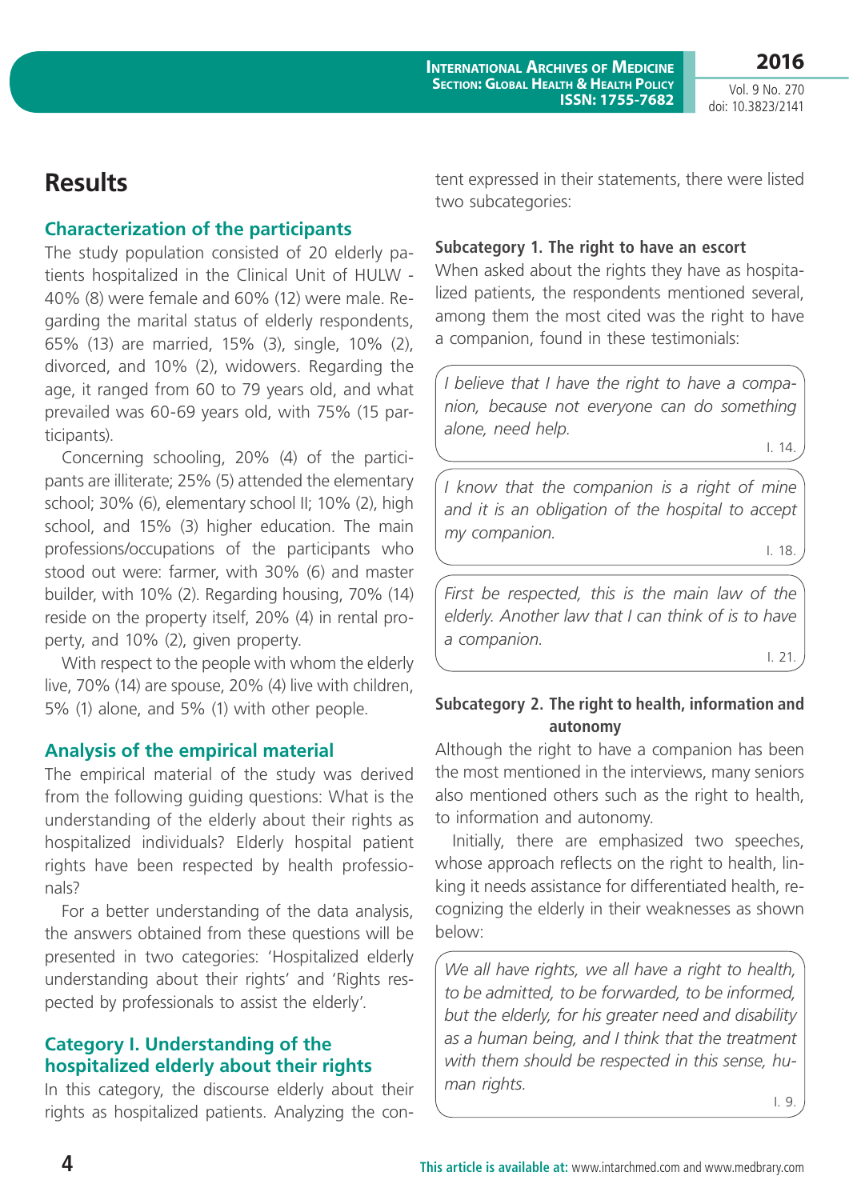# Results

## Characterization of the participants

The study population consisted of 20 elderly patients hospitalized in the Clinical Unit of HULW - 40% (8) were female and 60% (12) were male. Regarding the marital status of elderly respondents, 65% (13) are married, 15% (3), single, 10% (2), divorced, and 10% (2), widowers. Regarding the age, it ranged from 60 to 79 years old, and what prevailed was 60-69 years old, with 75% (15 participants).

Concerning schooling, 20% (4) of the participants are illiterate; 25% (5) attended the elementary school; 30% (6), elementary school II; 10% (2), high school, and 15% (3) higher education. The main professions/occupations of the participants who stood out were: farmer, with 30% (6) and master builder, with 10% (2). Regarding housing, 70% (14) reside on the property itself, 20% (4) in rental property, and 10% (2), given property.

With respect to the people with whom the elderly live, 70% (14) are spouse, 20% (4) live with children, 5% (1) alone, and 5% (1) with other people.

## Analysis of the empirical material

The empirical material of the study was derived from the following guiding questions: What is the understanding of the elderly about their rights as hospitalized individuals? Elderly hospital patient rights have been respected by health professionals?

For a better understanding of the data analysis, the answers obtained from these questions will be presented in two categories: 'Hospitalized elderly understanding about their rights' and 'Rights respected by professionals to assist the elderly'.

## Category I. Understanding of the hospitalized elderly about their rights

In this category, the discourse elderly about their rights as hospitalized patients. Analyzing the content expressed in their statements, there were listed two subcategories:

### Subcategory 1. The right to have an escort

When asked about the rights they have as hospitalized patients, the respondents mentioned several, among them the most cited was the right to have a companion, found in these testimonials:

> *I believe that I have the right to have a companion, because not everyone can do something alone, need help.*
>
> I. 14.

> *I know that the companion is a right of mine and it is an obligation of the hospital to accept my companion.*
>
> I. 18.

> *First be respected, this is the main law of the elderly. Another law that I can think of is to have a companion.*
>
> I. 21.

### Subcategory 2. The right to health, information and autonomy

Although the right to have a companion has been the most mentioned in the interviews, many seniors also mentioned others such as the right to health, to information and autonomy.

Initially, there are emphasized two speeches, whose approach reflects on the right to health, linking it needs assistance for differentiated health, recognizing the elderly in their weaknesses as shown below:

> *We all have rights, we all have a right to health, to be admitted, to be forwarded, to be informed, but the elderly, for his greater need and disability as a human being, and I think that the treatment with them should be respected in this sense, human rights.*
>
> I. 9.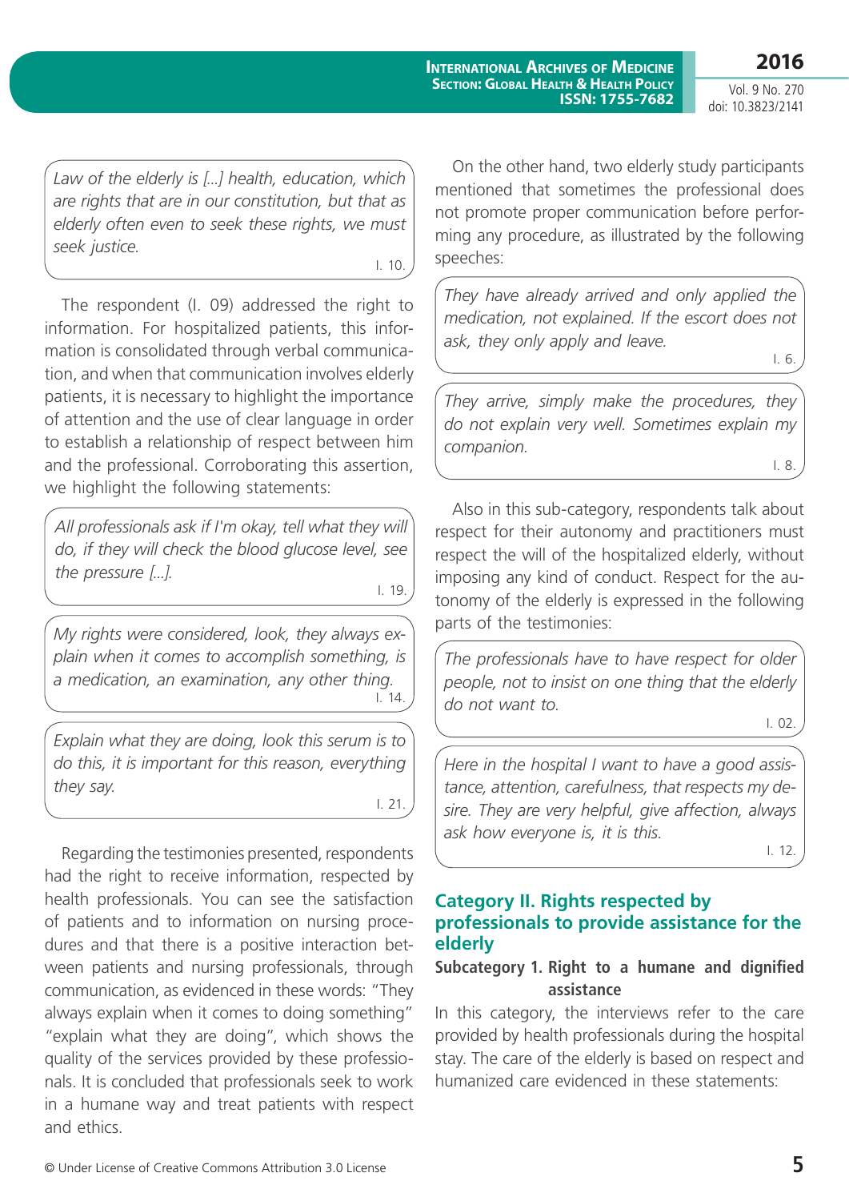> *Law of the elderly is [...] health, education, which are rights that are in our constitution, but that as elderly often even to seek these rights, we must seek justice.*
>
> I. 10.

The respondent (I. 09) addressed the right to information. For hospitalized patients, this information is consolidated through verbal communication, and when that communication involves elderly patients, it is necessary to highlight the importance of attention and the use of clear language in order to establish a relationship of respect between him and the professional. Corroborating this assertion, we highlight the following statements:

> *All professionals ask if I'm okay, tell what they will do, if they will check the blood glucose level, see the pressure [...].*
>
> I. 19.

> *My rights were considered, look, they always explain when it comes to accomplish something, is a medication, an examination, any other thing.*
>
> I. 14.

> *Explain what they are doing, look this serum is to do this, it is important for this reason, everything they say.*
>
> I. 21.

Regarding the testimonies presented, respondents had the right to receive information, respected by health professionals. You can see the satisfaction of patients and to information on nursing procedures and that there is a positive interaction between patients and nursing professionals, through communication, as evidenced in these words: "They always explain when it comes to doing something" "explain what they are doing", which shows the quality of the services provided by these professionals. It is concluded that professionals seek to work in a humane way and treat patients with respect and ethics.

On the other hand, two elderly study participants mentioned that sometimes the professional does not promote proper communication before performing any procedure, as illustrated by the following speeches:

> *They have already arrived and only applied the medication, not explained. If the escort does not ask, they only apply and leave.*
>
> I. 6.

> *They arrive, simply make the procedures, they do not explain very well. Sometimes explain my companion.*
>
> I. 8.

Also in this sub-category, respondents talk about respect for their autonomy and practitioners must respect the will of the hospitalized elderly, without imposing any kind of conduct. Respect for the autonomy of the elderly is expressed in the following parts of the testimonies:

> *The professionals have to have respect for older people, not to insist on one thing that the elderly do not want to.*
>
> I. 02.

> *Here in the hospital I want to have a good assistance, attention, carefulness, that respects my desire. They are very helpful, give affection, always ask how everyone is, it is this.*
>
> I. 12.

## Category II. Rights respected by professionals to provide assistance for the elderly

### Subcategory 1. Right to a humane and dignified assistance

In this category, the interviews refer to the care provided by health professionals during the hospital stay. The care of the elderly is based on respect and humanized care evidenced in these statements: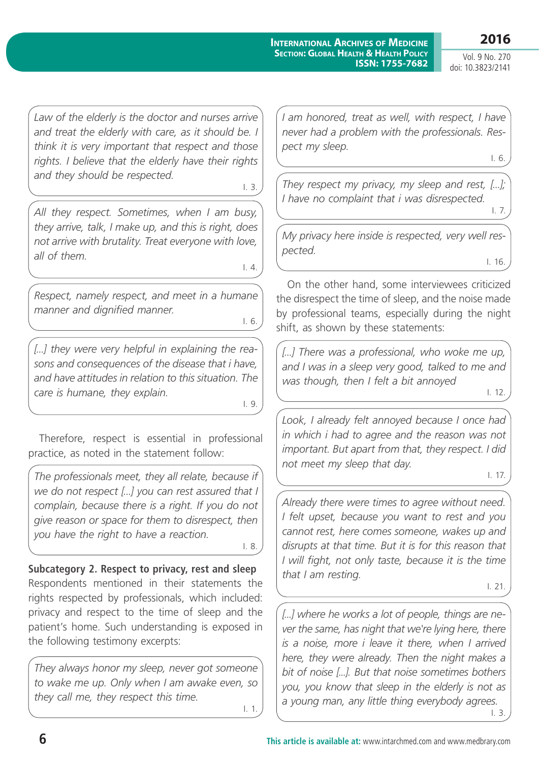> *Law of the elderly is the doctor and nurses arrive and treat the elderly with care, as it should be. I think it is very important that respect and those rights. I believe that the elderly have their rights and they should be respected.*
>
> I. 3.

> *All they respect. Sometimes, when I am busy, they arrive, talk, I make up, and this is right, does not arrive with brutality. Treat everyone with love, all of them.*
>
> I. 4.

> *Respect, namely respect, and meet in a humane manner and dignified manner.*
>
> I. 6.

> *[...] they were very helpful in explaining the reasons and consequences of the disease that i have, and have attitudes in relation to this situation. The care is humane, they explain.*
>
> I. 9.

Therefore, respect is essential in professional practice, as noted in the statement follow:

> *The professionals meet, they all relate, because if we do not respect [...] you can rest assured that I complain, because there is a right. If you do not give reason or space for them to disrespect, then you have the right to have a reaction.*
>
> I. 8.

**Subcategory 2. Respect to privacy, rest and sleep**

Respondents mentioned in their statements the rights respected by professionals, which included: privacy and respect to the time of sleep and the patient's home. Such understanding is exposed in the following testimony excerpts:

> *They always honor my sleep, never got someone to wake me up. Only when I am awake even, so they call me, they respect this time.*
>
> I. 1.

> *I am honored, treat as well, with respect, I have never had a problem with the professionals. Respect my sleep.*
>
> I. 6.

> *They respect my privacy, my sleep and rest, [...]; I have no complaint that i was disrespected.*
>
> I. 7.

> *My privacy here inside is respected, very well respected.*
>
> I. 16.

On the other hand, some interviewees criticized the disrespect the time of sleep, and the noise made by professional teams, especially during the night shift, as shown by these statements:

> *[...] There was a professional, who woke me up, and I was in a sleep very good, talked to me and was though, then I felt a bit annoyed*
>
> I. 12.

> *Look, I already felt annoyed because I once had in which i had to agree and the reason was not important. But apart from that, they respect. I did not meet my sleep that day.*
>
> I. 17.

> *Already there were times to agree without need. I felt upset, because you want to rest and you cannot rest, here comes someone, wakes up and disrupts at that time. But it is for this reason that I will fight, not only taste, because it is the time that I am resting.*
>
> I. 21.

> *[...] where he works a lot of people, things are never the same, has night that we're lying here, there is a noise, more i leave it there, when I arrived here, they were already. Then the night makes a bit of noise [...]. But that noise sometimes bothers you, you know that sleep in the elderly is not as a young man, any little thing everybody agrees.*
>
> I. 3.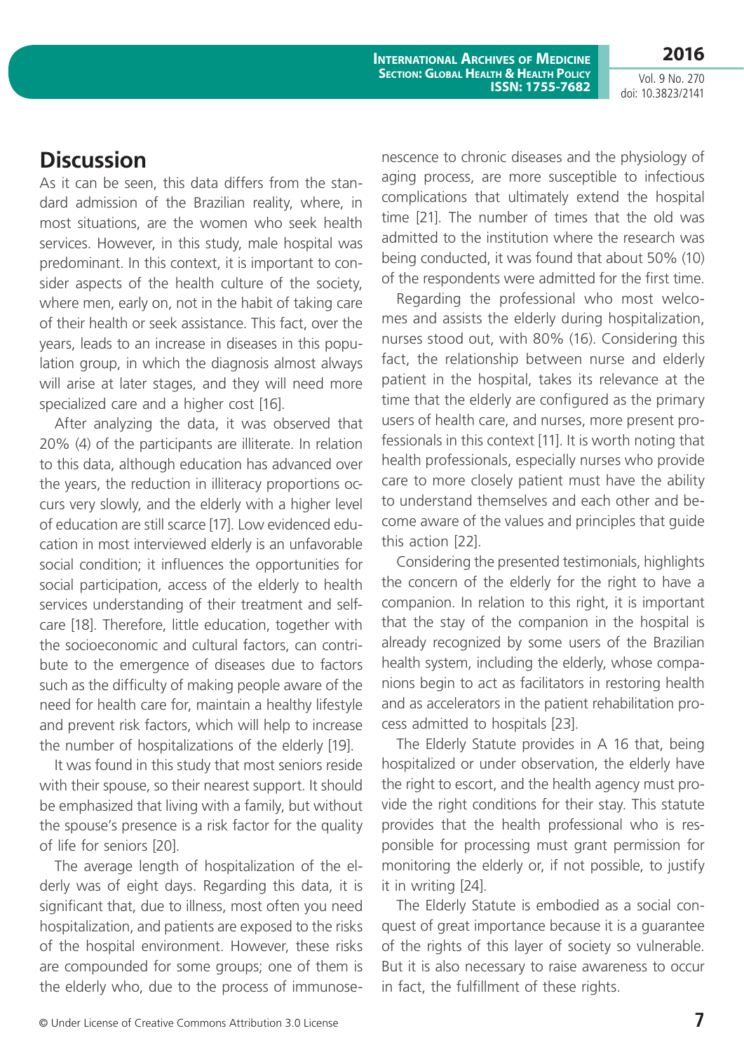## Discussion

As it can be seen, this data differs from the standard admission of the Brazilian reality, where, in most situations, are the women who seek health services. However, in this study, male hospital was predominant. In this context, it is important to consider aspects of the health culture of the society, where men, early on, not in the habit of taking care of their health or seek assistance. This fact, over the years, leads to an increase in diseases in this population group, in which the diagnosis almost always will arise at later stages, and they will need more specialized care and a higher cost [16].

After analyzing the data, it was observed that 20% (4) of the participants are illiterate. In relation to this data, although education has advanced over the years, the reduction in illiteracy proportions occurs very slowly, and the elderly with a higher level of education are still scarce [17]. Low evidenced education in most interviewed elderly is an unfavorable social condition; it influences the opportunities for social participation, access of the elderly to health services understanding of their treatment and self-care [18]. Therefore, little education, together with the socioeconomic and cultural factors, can contribute to the emergence of diseases due to factors such as the difficulty of making people aware of the need for health care for, maintain a healthy lifestyle and prevent risk factors, which will help to increase the number of hospitalizations of the elderly [19].

It was found in this study that most seniors reside with their spouse, so their nearest support. It should be emphasized that living with a family, but without the spouse's presence is a risk factor for the quality of life for seniors [20].

The average length of hospitalization of the elderly was of eight days. Regarding this data, it is significant that, due to illness, most often you need hospitalization, and patients are exposed to the risks of the hospital environment. However, these risks are compounded for some groups; one of them is the elderly who, due to the process of immunosenescence to chronic diseases and the physiology of aging process, are more susceptible to infectious complications that ultimately extend the hospital time [21]. The number of times that the old was admitted to the institution where the research was being conducted, it was found that about 50% (10) of the respondents were admitted for the first time.

Regarding the professional who most welcomes and assists the elderly during hospitalization, nurses stood out, with 80% (16). Considering this fact, the relationship between nurse and elderly patient in the hospital, takes its relevance at the time that the elderly are configured as the primary users of health care, and nurses, more present professionals in this context [11]. It is worth noting that health professionals, especially nurses who provide care to more closely patient must have the ability to understand themselves and each other and become aware of the values and principles that guide this action [22].

Considering the presented testimonials, highlights the concern of the elderly for the right to have a companion. In relation to this right, it is important that the stay of the companion in the hospital is already recognized by some users of the Brazilian health system, including the elderly, whose companions begin to act as facilitators in restoring health and as accelerators in the patient rehabilitation process admitted to hospitals [23].

The Elderly Statute provides in A 16 that, being hospitalized or under observation, the elderly have the right to escort, and the health agency must provide the right conditions for their stay. This statute provides that the health professional who is responsible for processing must grant permission for monitoring the elderly or, if not possible, to justify it in writing [24].

The Elderly Statute is embodied as a social conquest of great importance because it is a guarantee of the rights of this layer of society so vulnerable. But it is also necessary to raise awareness to occur in fact, the fulfillment of these rights.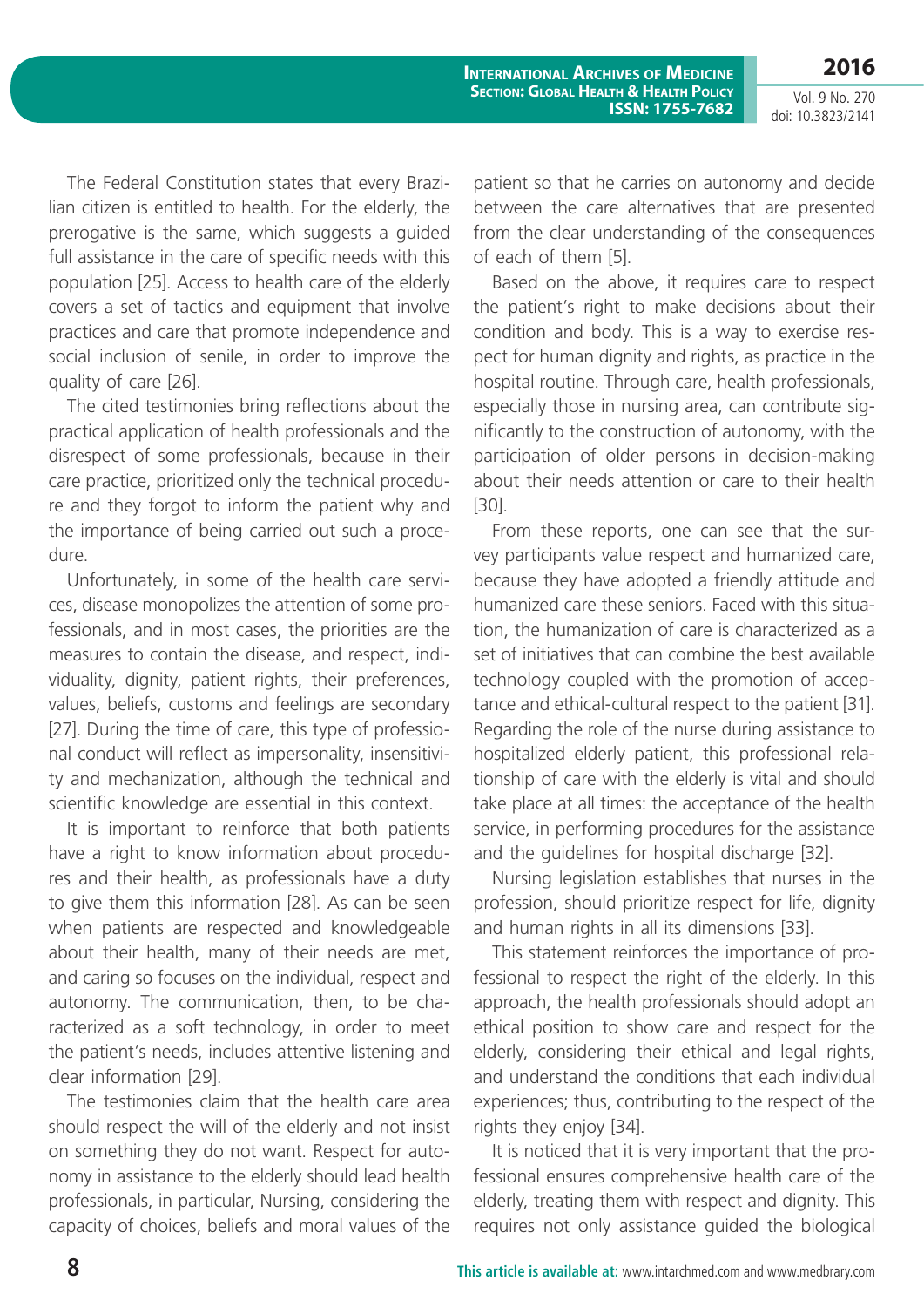The Federal Constitution states that every Brazilian citizen is entitled to health. For the elderly, the prerogative is the same, which suggests a guided full assistance in the care of specific needs with this population [25]. Access to health care of the elderly covers a set of tactics and equipment that involve practices and care that promote independence and social inclusion of senile, in order to improve the quality of care [26].

The cited testimonies bring reflections about the practical application of health professionals and the disrespect of some professionals, because in their care practice, prioritized only the technical procedure and they forgot to inform the patient why and the importance of being carried out such a procedure.

Unfortunately, in some of the health care services, disease monopolizes the attention of some professionals, and in most cases, the priorities are the measures to contain the disease, and respect, individuality, dignity, patient rights, their preferences, values, beliefs, customs and feelings are secondary [27]. During the time of care, this type of professional conduct will reflect as impersonality, insensitivity and mechanization, although the technical and scientific knowledge are essential in this context.

It is important to reinforce that both patients have a right to know information about procedures and their health, as professionals have a duty to give them this information [28]. As can be seen when patients are respected and knowledgeable about their health, many of their needs are met, and caring so focuses on the individual, respect and autonomy. The communication, then, to be characterized as a soft technology, in order to meet the patient's needs, includes attentive listening and clear information [29].

The testimonies claim that the health care area should respect the will of the elderly and not insist on something they do not want. Respect for autonomy in assistance to the elderly should lead health professionals, in particular, Nursing, considering the capacity of choices, beliefs and moral values of the patient so that he carries on autonomy and decide between the care alternatives that are presented from the clear understanding of the consequences of each of them [5].

Based on the above, it requires care to respect the patient's right to make decisions about their condition and body. This is a way to exercise respect for human dignity and rights, as practice in the hospital routine. Through care, health professionals, especially those in nursing area, can contribute significantly to the construction of autonomy, with the participation of older persons in decision-making about their needs attention or care to their health [30].

From these reports, one can see that the survey participants value respect and humanized care, because they have adopted a friendly attitude and humanized care these seniors. Faced with this situation, the humanization of care is characterized as a set of initiatives that can combine the best available technology coupled with the promotion of acceptance and ethical-cultural respect to the patient [31]. Regarding the role of the nurse during assistance to hospitalized elderly patient, this professional relationship of care with the elderly is vital and should take place at all times: the acceptance of the health service, in performing procedures for the assistance and the guidelines for hospital discharge [32].

Nursing legislation establishes that nurses in the profession, should prioritize respect for life, dignity and human rights in all its dimensions [33].

This statement reinforces the importance of professional to respect the right of the elderly. In this approach, the health professionals should adopt an ethical position to show care and respect for the elderly, considering their ethical and legal rights, and understand the conditions that each individual experiences; thus, contributing to the respect of the rights they enjoy [34].

It is noticed that it is very important that the professional ensures comprehensive health care of the elderly, treating them with respect and dignity. This requires not only assistance guided the biological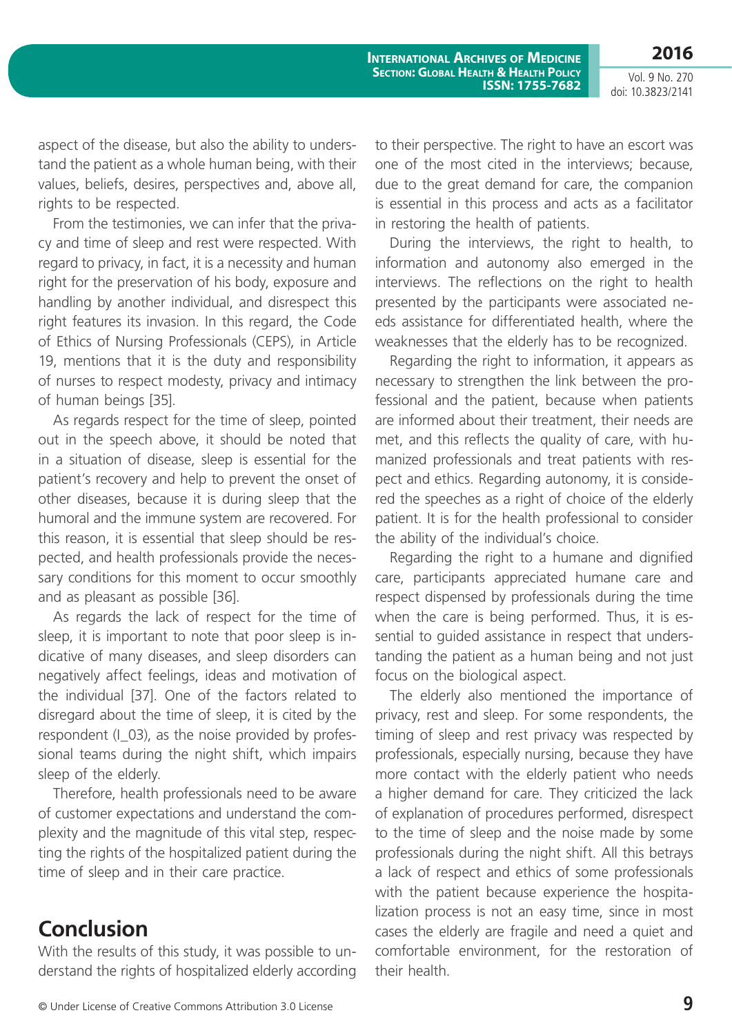aspect of the disease, but also the ability to understand the patient as a whole human being, with their values, beliefs, desires, perspectives and, above all, rights to be respected.

From the testimonies, we can infer that the privacy and time of sleep and rest were respected. With regard to privacy, in fact, it is a necessity and human right for the preservation of his body, exposure and handling by another individual, and disrespect this right features its invasion. In this regard, the Code of Ethics of Nursing Professionals (CEPS), in Article 19, mentions that it is the duty and responsibility of nurses to respect modesty, privacy and intimacy of human beings [35].

As regards respect for the time of sleep, pointed out in the speech above, it should be noted that in a situation of disease, sleep is essential for the patient's recovery and help to prevent the onset of other diseases, because it is during sleep that the humoral and the immune system are recovered. For this reason, it is essential that sleep should be respected, and health professionals provide the necessary conditions for this moment to occur smoothly and as pleasant as possible [36].

As regards the lack of respect for the time of sleep, it is important to note that poor sleep is indicative of many diseases, and sleep disorders can negatively affect feelings, ideas and motivation of the individual [37]. One of the factors related to disregard about the time of sleep, it is cited by the respondent (I_03), as the noise provided by professional teams during the night shift, which impairs sleep of the elderly.

Therefore, health professionals need to be aware of customer expectations and understand the complexity and the magnitude of this vital step, respecting the rights of the hospitalized patient during the time of sleep and in their care practice.

## Conclusion

With the results of this study, it was possible to understand the rights of hospitalized elderly according to their perspective. The right to have an escort was one of the most cited in the interviews; because, due to the great demand for care, the companion is essential in this process and acts as a facilitator in restoring the health of patients.

During the interviews, the right to health, to information and autonomy also emerged in the interviews. The reflections on the right to health presented by the participants were associated needs assistance for differentiated health, where the weaknesses that the elderly has to be recognized.

Regarding the right to information, it appears as necessary to strengthen the link between the professional and the patient, because when patients are informed about their treatment, their needs are met, and this reflects the quality of care, with humanized professionals and treat patients with respect and ethics. Regarding autonomy, it is considered the speeches as a right of choice of the elderly patient. It is for the health professional to consider the ability of the individual's choice.

Regarding the right to a humane and dignified care, participants appreciated humane care and respect dispensed by professionals during the time when the care is being performed. Thus, it is essential to guided assistance in respect that understanding the patient as a human being and not just focus on the biological aspect.

The elderly also mentioned the importance of privacy, rest and sleep. For some respondents, the timing of sleep and rest privacy was respected by professionals, especially nursing, because they have more contact with the elderly patient who needs a higher demand for care. They criticized the lack of explanation of procedures performed, disrespect to the time of sleep and the noise made by some professionals during the night shift. All this betrays a lack of respect and ethics of some professionals with the patient because experience the hospitalization process is not an easy time, since in most cases the elderly are fragile and need a quiet and comfortable environment, for the restoration of their health.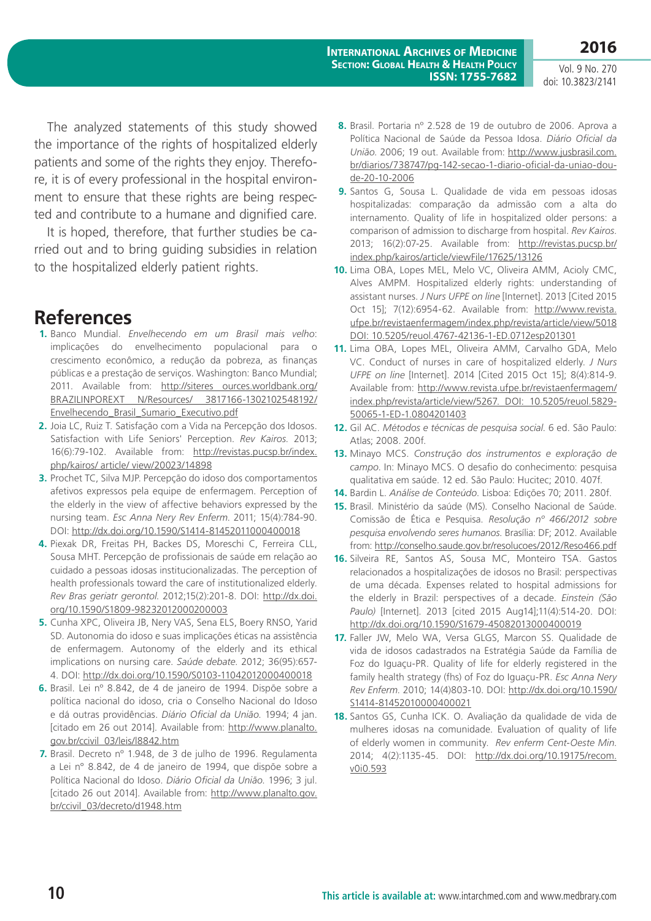The analyzed statements of this study showed the importance of the rights of hospitalized elderly patients and some of the rights they enjoy. Therefore, it is of every professional in the hospital environment to ensure that these rights are being respected and contribute to a humane and dignified care.

It is hoped, therefore, that further studies be carried out and to bring guiding subsidies in relation to the hospitalized elderly patient rights.

## References

1. Banco Mundial. *Envelhecendo em um Brasil mais velho*: implicações do envelhecimento populacional para o crescimento econômico, a redução da pobreza, as finanças públicas e a prestação de serviços. Washington: Banco Mundial; 2011. Available from: http://siteresources.worldbank.org/BRAZILINPOREXTN/Resources/3817166-1302102548192/Envelhecendo_Brasil_Sumario_Executivo.pdf
2. Joia LC, Ruiz T. Satisfação com a Vida na Percepção dos Idosos. Satisfaction with Life Seniors' Perception. *Rev Kairos.* 2013; 16(6):79-102. Available from: http://revistas.pucsp.br/index.php/kairos/article/view/20023/14898
3. Prochet TC, Silva MJP. Percepção do idoso dos comportamentos afetivos expressos pela equipe de enfermagem. Perception of the elderly in the view of affective behaviors expressed by the nursing team. *Esc Anna Nery Rev Enferm.* 2011; 15(4):784-90. DOI: http://dx.doi.org/10.1590/S1414-81452011000400018
4. Piexak DR, Freitas PH, Backes DS, Moreschi C, Ferreira CLL, Sousa MHT. Percepção de profissionais de saúde em relação ao cuidado a pessoas idosas institucionalizadas. The perception of health professionals toward the care of institutionalized elderly. *Rev Bras geriatr gerontol.* 2012;15(2):201-8. DOI: http://dx.doi.org/10.1590/S1809-98232012000200003
5. Cunha XPC, Oliveira JB, Nery VAS, Sena ELS, Boery RNSO, Yarid SD. Autonomia do idoso e suas implicações éticas na assistência de enfermagem. Autonomy of the elderly and its ethical implications on nursing care. *Saúde debate.* 2012; 36(95):657-4. DOI: http://dx.doi.org/10.1590/S0103-11042012000400018
6. Brasil. Lei nº 8.842, de 4 de janeiro de 1994. Dispõe sobre a política nacional do idoso, cria o Conselho Nacional do Idoso e dá outras providências. *Diário Oficial da União.* 1994; 4 jan. [citado em 26 out 2014]. Available from: http://www.planalto.gov.br/ccivil_03/leis/l8842.htm
7. Brasil. Decreto nº 1.948, de 3 de julho de 1996. Regulamenta a Lei nº 8.842, de 4 de janeiro de 1994, que dispõe sobre a Política Nacional do Idoso. *Diário Oficial da União.* 1996; 3 jul. [citado 26 out 2014]. Available from: http://www.planalto.gov.br/ccivil_03/decreto/d1948.htm
8. Brasil. Portaria nº 2.528 de 19 de outubro de 2006. Aprova a Política Nacional de Saúde da Pessoa Idosa. *Diário Oficial da União.* 2006; 19 out. Available from: http://www.jusbrasil.com.br/diarios/738747/pg-142-secao-1-diario-oficial-da-uniao-dou-de-20-10-2006
9. Santos G, Sousa L. Qualidade de vida em pessoas idosas hospitalizadas: comparação da admissão com a alta do internamento. Quality of life in hospitalized older persons: a comparison of admission to discharge from hospital. *Rev Kairos.* 2013; 16(2):07-25. Available from: http://revistas.pucsp.br/index.php/kairos/article/viewFile/17625/13126
10. Lima OBA, Lopes MEL, Melo VC, Oliveira AMM, Acioly CMC, Alves AMPM. Hospitalized elderly rights: understanding of assistant nurses. *J Nurs UFPE on line* [Internet]. 2013 [Cited 2015 Oct 15]; 7(12):6954-62. Available from: http://www.revista.ufpe.br/revistaenfermagem/index.php/revista/article/view/5018 DOI: 10.5205/reuol.4767-42136-1-ED.0712esp201301
11. Lima OBA, Lopes MEL, Oliveira AMM, Carvalho GDA, Melo VC. Conduct of nurses in care of hospitalized elderly. *J Nurs UFPE on line* [Internet]. 2014 [Cited 2015 Oct 15]; 8(4):814-9. Available from: http://www.revista.ufpe.br/revistaenfermagem/index.php/revista/article/view/5267. DOI: 10.5205/reuol.5829-50065-1-ED-1.0804201403
12. Gil AC. *Métodos e técnicas de pesquisa social.* 6 ed. São Paulo: Atlas; 2008. 200f.
13. Minayo MCS. *Construção dos instrumentos e exploração de campo.* In: Minayo MCS. O desafio do conhecimento: pesquisa qualitativa em saúde. 12 ed. São Paulo: Hucitec; 2010. 407f.
14. Bardin L. *Análise de Conteúdo.* Lisboa: Edições 70; 2011. 280f.
15. Brasil. Ministério da saúde (MS). Conselho Nacional de Saúde. Comissão de Ética e Pesquisa. *Resolução nº 466/2012 sobre pesquisa envolvendo seres humanos.* Brasília: DF; 2012. Available from: http://conselho.saude.gov.br/resolucoes/2012/Reso466.pdf
16. Silveira RE, Santos AS, Sousa MC, Monteiro TSA. Gastos relacionados a hospitalizações de idosos no Brasil: perspectivas de uma década. Expenses related to hospital admissions for the elderly in Brazil: perspectives of a decade. *Einstein (São Paulo)* [Internet]. 2013 [cited 2015 Aug14];11(4):514-20. DOI: http://dx.doi.org/10.1590/S1679-45082013000400019
17. Faller JW, Melo WA, Versa GLGS, Marcon SS. Qualidade de vida de idosos cadastrados na Estratégia Saúde da Família de Foz do Iguaçu-PR. Quality of life for elderly registered in the family health strategy (fhs) of Foz do Iguaçu-PR. *Esc Anna Nery Rev Enferm.* 2010; 14(4)803-10. DOI: http://dx.doi.org/10.1590/S1414-81452010000400021
18. Santos GS, Cunha ICK. O. Avaliação da qualidade de vida de mulheres idosas na comunidade. Evaluation of quality of life of elderly women in community. *Rev enferm Cent-Oeste Min.* 2014; 4(2):1135-45. DOI: http://dx.doi.org/10.19175/recom.v0i0.593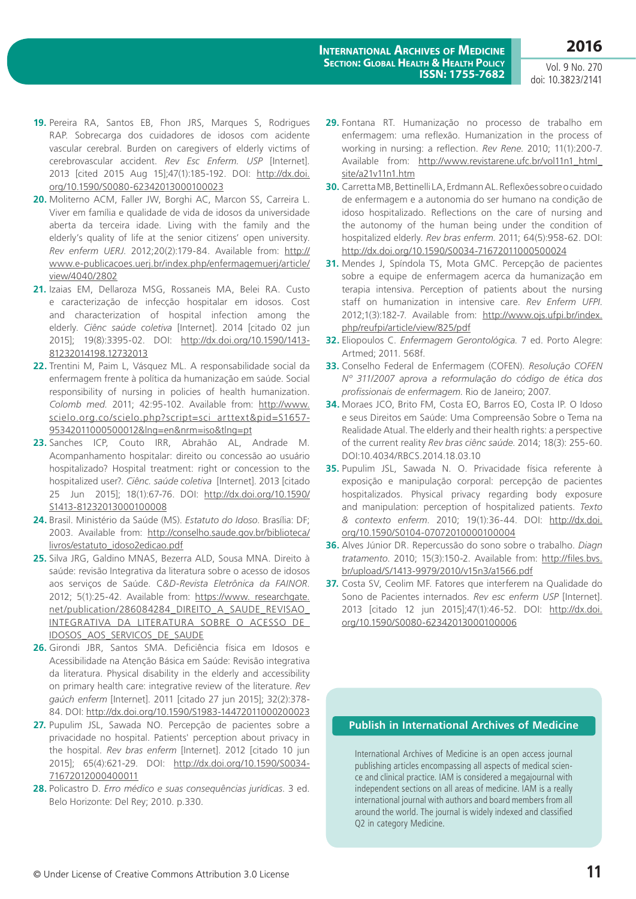19. Pereira RA, Santos EB, Fhon JRS, Marques S, Rodrigues RAP. Sobrecarga dos cuidadores de idosos com acidente vascular cerebral. Burden on caregivers of elderly victims of cerebrovascular accident. *Rev Esc Enferm. USP* [Internet]. 2013 [cited 2015 Aug 15];47(1):185-192. DOI: http://dx.doi.org/10.1590/S0080-62342013000100023

20. Moliterno ACM, Faller JW, Borghi AC, Marcon SS, Carreira L. Viver em família e qualidade de vida de idosos da universidade aberta da terceira idade. Living with the family and the elderly's quality of life at the senior citizens' open university. *Rev enferm UERJ*. 2012;20(2):179-84. Available from: http://www.e-publicacoes.uerj.br/index.php/enfermagemuerj/article/view/4040/2802

21. Izaias EM, Dellaroza MSG, Rossaneis MA, Belei RA. Custo e caracterização de infecção hospitalar em idosos. Cost and characterization of hospital infection among the elderly. *Ciênc saúde coletiva* [Internet]. 2014 [citado 02 jun 2015]; 19(8):3395-02. DOI: http://dx.doi.org/10.1590/1413-81232014198.12732013

22. Trentini M, Paim L, Vásquez ML. A responsabilidade social da enfermagem frente à política da humanização em saúde. Social responsibility of nursing in policies of health humanization. *Colomb med*. 2011; 42:95-102. Available from: http://www.scielo.org.co/scielo.php?script=sci_arttext&pid=S1657-95342011000500012&lng=en&nrm=iso&tlng=pt

23. Sanches ICP, Couto IRR, Abrahão AL, Andrade M. Acompanhamento hospitalar: direito ou concessão ao usuário hospitalizado? Hospital treatment: right or concession to the hospitalized user?. *Ciênc. saúde coletiva* [Internet]. 2013 [citado 25 Jun 2015]; 18(1):67-76. DOI: http://dx.doi.org/10.1590/S1413-81232013000100008

24. Brasil. Ministério da Saúde (MS). *Estatuto do Idoso*. Brasília: DF; 2003. Available from: http://conselho.saude.gov.br/biblioteca/livros/estatuto_idoso2edicao.pdf

25. Silva JRG, Galdino MNAS, Bezerra ALD, Sousa MNA. Direito à saúde: revisão Integrativa da literatura sobre o acesso de idosos aos serviços de Saúde. *C&D-Revista Eletrônica da FAINOR*. 2012; 5(1):25-42. Available from: https://www.researchgate.net/publication/286084284_DIREITO_A_SAUDE_REVISAO_INTEGRATIVA_DA_LITERATURA_SOBRE_O_ACESSO_DE_IDOSOS_AOS_SERVICOS_DE_SAUDE

26. Girondi JBR, Santos SMA. Deficiência física em Idosos e Acessibilidade na Atenção Básica em Saúde: Revisão integrativa da literatura. Physical disability in the elderly and accessibility on primary health care: integrative review of the literature. *Rev gaúch enferm* [Internet]. 2011 [citado 27 jun 2015]; 32(2):378-84. DOI: http://dx.doi.org/10.1590/S1983-14472011000200023

27. Pupulim JSL, Sawada NO. Percepção de pacientes sobre a privacidade no hospital. Patients' perception about privacy in the hospital. *Rev bras enferm* [Internet]. 2012 [citado 10 jun 2015]; 65(4):621-29. DOI: http://dx.doi.org/10.1590/S0034-71672012000400011

28. Policastro D. *Erro médico e suas consequências jurídicas*. 3 ed. Belo Horizonte: Del Rey; 2010. p.330.

29. Fontana RT. Humanização no processo de trabalho em enfermagem: uma reflexão. Humanization in the process of working in nursing: a reflection. *Rev Rene*. 2010; 11(1):200-7. Available from: http://www.revistarene.ufc.br/vol11n1_html_site/a21v11n1.htm

30. Carretta MB, Bettinelli LA, Erdmann AL. Reflexões sobre o cuidado de enfermagem e a autonomia do ser humano na condição de idoso hospitalizado. Reflections on the care of nursing and the autonomy of the human being under the condition of hospitalized elderly. *Rev bras enferm*. 2011; 64(5):958-62. DOI: http://dx.doi.org/10.1590/S0034-71672011000500024

31. Mendes J, Spíndola TS, Mota GMC. Percepção de pacientes sobre a equipe de enfermagem acerca da humanização em terapia intensiva. Perception of patients about the nursing staff on humanization in intensive care. *Rev Enferm UFPI*. 2012;1(3):182-7. Available from: http://www.ojs.ufpi.br/index.php/reufpi/article/view/825/pdf

32. Eliopoulos C. *Enfermagem Gerontológica*. 7 ed. Porto Alegre: Artmed; 2011. 568f.

33. Conselho Federal de Enfermagem (COFEN). *Resolução COFEN Nº 311/2007 aprova a reformulação do código de ética dos profissionais de enfermagem*. Rio de Janeiro; 2007.

34. Moraes JCO, Brito FM, Costa EO, Barros EO, Costa IP. O Idoso e seus Direitos em Saúde: Uma Compreensão Sobre o Tema na Realidade Atual. The elderly and their health rights: a perspective of the current reality *Rev bras ciênc saúde*. 2014; 18(3): 255-60. DOI:10.4034/RBCS.2014.18.03.10

35. Pupulim JSL, Sawada N. O. Privacidade física referente à exposição e manipulação corporal: percepção de pacientes hospitalizados. Physical privacy regarding body exposure and manipulation: perception of hospitalized patients. *Texto & contexto enferm*. 2010; 19(1):36-44. DOI: http://dx.doi.org/10.1590/S0104-07072010000100004

36. Alves Júnior DR. Repercussão do sono sobre o trabalho. *Diagn tratamento*. 2010; 15(3):150-2. Available from: http://files.bvs.br/upload/S/1413-9979/2010/v15n3/a1566.pdf

37. Costa SV, Ceolim MF. Fatores que interferem na Qualidade do Sono de Pacientes internados. *Rev esc enferm USP* [Internet]. 2013 [citado 12 jun 2015];47(1):46-52. DOI: http://dx.doi.org/10.1590/S0080-62342013000100006

**Publish in International Archives of Medicine**

International Archives of Medicine is an open access journal publishing articles encompassing all aspects of medical science and clinical practice. IAM is considered a megajournal with independent sections on all areas of medicine. IAM is a really international journal with authors and board members from all around the world. The journal is widely indexed and classified Q2 in category Medicine.